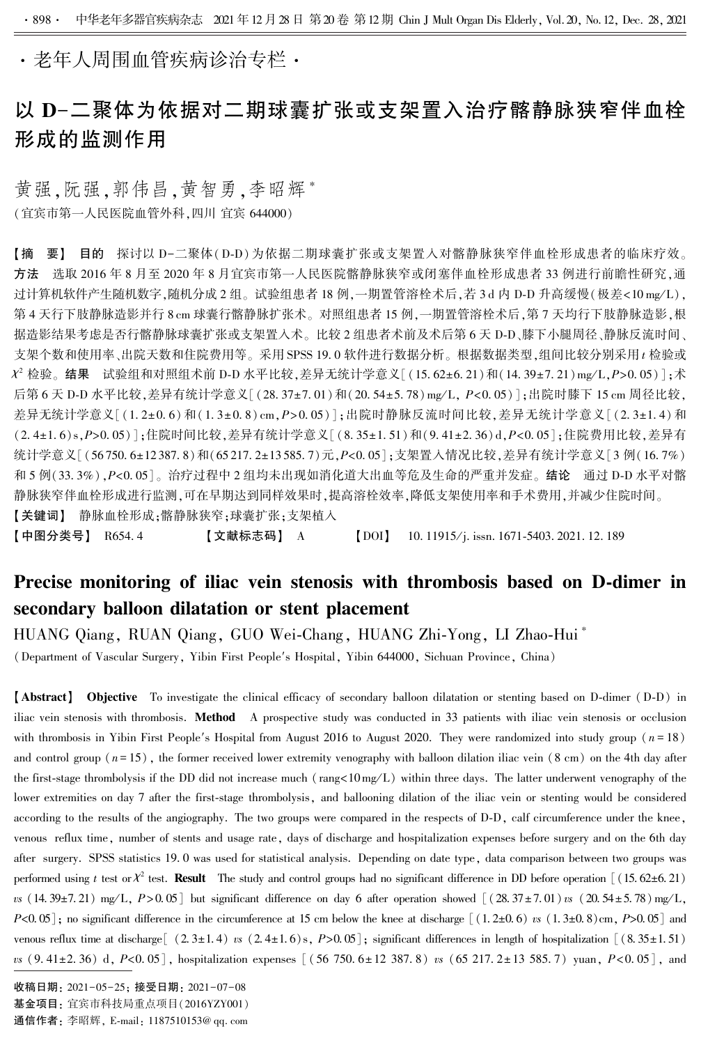·老年人周围血管疾病诊治专栏·

# 以 D-二聚体为依据对二期球囊扩张或支架置入治疗髂静脉狭窄伴血栓形成的监测作用

黄强,阮强,郭伟昌,黄智勇,李昭辉*

(宜宾市第一人民医院血管外科,四川 宜宾 644000)

【摘 要】 **目的** 探讨以 D-二聚体(D-D)为依据二期球囊扩张或支架置入对髂静脉狭窄伴血栓形成患者的临床疗效。**方法** 选取 2016 年 8 月至 2020 年 8 月宜宾市第一人民医院髂静脉狭窄或闭塞伴血栓形成患者 33 例进行前瞻性研究,通过计算机软件产生随机数字,随机分成 2 组。试验组患者 18 例,一期置管溶栓术后,若 3 d 内 D-D 升高缓慢(极差<10 mg/L),第 4 天行下肢静脉造影并行 8 cm 球囊行髂静脉扩张术。对照组患者 15 例,一期置管溶栓术后,第 7 天均行下肢静脉造影,根据造影结果考虑是否行髂静脉球囊扩张或支架置入术。比较 2 组患者术前及术后第 6 天 D-D、膝下小腿周径、静脉反流时间、支架个数和使用率、出院天数和住院费用等。采用 SPSS 19.0 软件进行数据分析。根据数据类型,组间比较分别采用 $t$ 检验或 $\chi^2$ 检验。**结果** 试验组和对照组术前 D-D 水平比较,差异无统计学意义[(15.62±6.21)和(14.39±7.21)mg/L,$P>0.05$];术后第 6 天 D-D 水平比较,差异有统计学意义[(28.37±7.01)和(20.54±5.78)mg/L, $P<0.05$];出院时膝下 15 cm 周径比较,差异无统计学意义[(1.2±0.6)和(1.3±0.8)cm,$P>0.05$];出院时静脉反流时间比较,差异无统计学意义[(2.3±1.4)和(2.4±1.6)s,$P>0.05$)];住院时间比较,差异有统计学意义[(8.35±1.51)和(9.41±2.36)d,$P<0.05$];住院费用比较,差异有统计学意义[(56750.6±12387.8)和(65217.2±13585.7)元,$P<0.05$];支架置入情况比较,差异有统计学意义[3 例(16.7%)和 5 例(33.3%),$P<0.05$]。治疗过程中 2 组均未出现如消化道大出血等危及生命的严重并发症。**结论** 通过 D-D 水平对髂静脉狭窄伴血栓形成进行监测,可在早期达到同样效果时,提高溶栓效率,降低支架使用率和手术费用,并减少住院时间。

【关键词】 静脉血栓形成;髂静脉狭窄;球囊扩张;支架植入

【中图分类号】 R654.4 【文献标志码】 A 【DOI】 10.11915/j.issn.1671-5403.2021.12.189

# Precise monitoring of iliac vein stenosis with thrombosis based on D-dimer in secondary balloon dilatation or stent placement

HUANG Qiang, RUAN Qiang, GUO Wei-Chang, HUANG Zhi-Yong, LI Zhao-Hui*

(Department of Vascular Surgery, Yibin First People's Hospital, Yibin 644000, Sichuan Province, China)

【Abstract】 **Objective** To investigate the clinical efficacy of secondary balloon dilatation or stenting based on D-dimer (D-D) in iliac vein stenosis with thrombosis. **Method** A prospective study was conducted in 33 patients with iliac vein stenosis or occlusion with thrombosis in Yibin First People's Hospital from August 2016 to August 2020. They were randomized into study group ($n=18$) and control group ($n=15$), the former received lower extremity venography with balloon dilation iliac vein (8 cm) on the 4th day after the first-stage thrombolysis if the DD did not increase much (rang<10 mg/L) within three days. The latter underwent venography of the lower extremities on day 7 after the first-stage thrombolysis, and ballooning dilation of the iliac vein or stenting would be considered according to the results of the angiography. The two groups were compared in the respects of D-D, calf circumference under the knee, venous reflux time, number of stents and usage rate, days of discharge and hospitalization expenses before surgery and on the 6th day after surgery. SPSS statistics 19.0 was used for statistical analysis. Depending on date type, data comparison between two groups was performed using $t$ test or $\chi^2$ test. **Result** The study and control groups had no significant difference in DD before operation [(15.62±6.21) *vs* (14.39±7.21) mg/L, $P>0.05$] but significant difference on day 6 after operation showed [(28.37±7.01) *vs* (20.54±5.78) mg/L, $P<0.05$]; no significant difference in the circumference at 15 cm below the knee at discharge [(1.2±0.6) *vs* (1.3±0.8) cm, $P>0.05$] and venous reflux time at discharge [(2.3±1.4) *vs* (2.4±1.6) s, $P>0.05$]; significant differences in length of hospitalization [(8.35±1.51) *vs* (9.41±2.36) d, $P<0.05$], hospitalization expenses [(56 750.6±12 387.8) *vs* (65 217.2±13 585.7) yuan, $P<0.05$], and

收稿日期:2021-05-25;接受日期:2021-07-08

基金项目:宜宾市科技局重点项目(2016YZY001)

通信作者:李昭辉,E-mail:1187510153@qq.com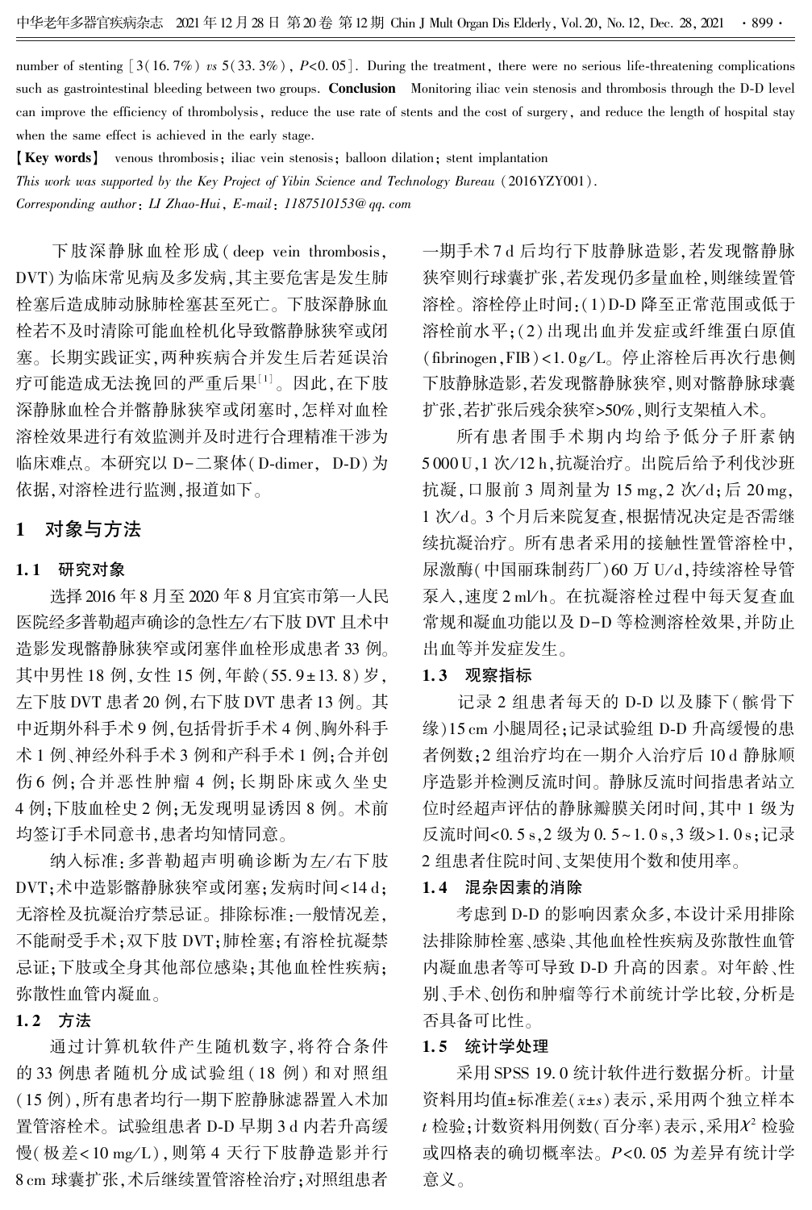number of stenting [3(16.7%) *vs* 5(33.3%), $P<0.05$]. During the treatment, there were no serious life-threatening complications such as gastrointestinal bleeding between two groups. **Conclusion** Monitoring iliac vein stenosis and thrombosis through the D-D level can improve the efficiency of thrombolysis, reduce the use rate of stents and the cost of surgery, and reduce the length of hospital stay when the same effect is achieved in the early stage.

**【Key words】** venous thrombosis; iliac vein stenosis; balloon dilation; stent implantation

*This work was supported by the Key Project of Yibin Science and Technology Bureau* (2016YZY001).

*Corresponding author*: *LI Zhao-Hui*, *E-mail*: *1187510153@qq.com*

下肢深静脉血栓形成(deep vein thrombosis, DVT)为临床常见病及多发病,其主要危害是发生肺栓塞后造成肺动脉肺栓塞甚至死亡。下肢深静脉血栓若不及时清除可能血栓机化导致髂静脉狭窄或闭塞。长期实践证实,两种疾病合并发生后若延误治疗可能造成无法挽回的严重后果[1]。因此,在下肢深静脉血栓合并髂静脉狭窄或闭塞时,怎样对血栓溶栓效果进行有效监测并及时进行合理精准干涉为临床难点。本研究以 D-二聚体(D-dimer, D-D)为依据,对溶栓进行监测,报道如下。

## 1 对象与方法

### 1.1 研究对象

选择2016年8月至2020年8月宜宾市第一人民医院经多普勒超声确诊的急性左/右下肢 DVT 且术中造影发现髂静脉狭窄或闭塞伴血栓形成患者 33 例。其中男性 18 例,女性 15 例,年龄(55.9±13.8)岁,左下肢 DVT 患者 20 例,右下肢 DVT 患者 13 例。其中近期外科手术 9 例,包括骨折手术 4 例、胸外科手术 1 例、神经外科手术 3 例和产科手术 1 例;合并创伤 6 例;合并恶性肿瘤 4 例;长期卧床或久坐史 4 例;下肢血栓史 2 例;无发现明显诱因 8 例。术前均签订手术同意书,患者均知情同意。

纳入标准:多普勒超声明确诊断为左/右下肢 DVT;术中造影髂静脉狭窄或闭塞;发病时间<14 d;无溶栓及抗凝治疗禁忌证。排除标准:一般情况差,不能耐受手术;双下肢 DVT;肺栓塞;有溶栓抗凝禁忌证;下肢或全身其他部位感染;其他血栓性疾病;弥散性血管内凝血。

### 1.2 方法

通过计算机软件产生随机数字,将符合条件的 33 例患者随机分成试验组(18 例)和对照组(15 例),所有患者均行一期下腔静脉滤器置入术加置管溶栓术。试验组患者 D-D 早期 3 d 内若升高缓慢(极差<10 mg/L),则第 4 天行下肢静造影并行 8 cm 球囊扩张,术后继续置管溶栓治疗;对照组患者一期手术 7 d 后均行下肢静脉造影,若发现髂静脉狭窄则行球囊扩张,若发现仍多量血栓,则继续置管溶栓。溶栓停止时间:(1)D-D 降至正常范围或低于溶栓前水平;(2)出现出血并发症或纤维蛋白原值(fibrinogen, FIB)<1.0 g/L。停止溶栓后再次行患侧下肢静脉造影,若发现髂静脉狭窄,则对髂静脉球囊扩张,若扩张后残余狭窄>50%,则行支架植入术。

所有患者围手术期内均给予低分子肝素钠 5 000 U,1 次/12 h,抗凝治疗。出院后给予利伐沙班抗凝,口服前 3 周剂量为 15 mg,2 次/d;后 20 mg,1 次/d。3 个月后来院复查,根据情况决定是否需继续抗凝治疗。所有患者采用的接触性置管溶栓中,尿激酶(中国丽珠制药厂)60 万 U/d,持续溶栓导管泵入,速度 2 ml/h。在抗凝溶栓过程中每天复查血常规和凝血功能以及 D-D 等检测溶栓效果,并防止出血等并发症发生。

### 1.3 观察指标

记录 2 组患者每天的 D-D 以及膝下(髌骨下缘)15 cm 小腿周径;记录试验组 D-D 升高缓慢的患者例数;2 组治疗均在一期介入治疗后 10 d 静脉顺序造影并检测反流时间。静脉反流时间指患者站立位时经超声评估的静脉瓣膜关闭时间,其中 1 级为反流时间<0.5 s,2 级为 0.5~1.0 s,3 级>1.0 s;记录 2 组患者住院时间、支架使用个数和使用率。

### 1.4 混杂因素的消除

考虑到 D-D 的影响因素众多,本设计采用排除法排除肺栓塞、感染、其他血栓性疾病及弥散性血管内凝血患者等可导致 D-D 升高的因素。对年龄、性别、手术、创伤和肿瘤等行术前统计学比较,分析是否具备可比性。

### 1.5 统计学处理

采用 SPSS 19.0 统计软件进行数据分析。计量资料用均值±标准差($\bar{x}\pm s$)表示,采用两个独立样本 $t$ 检验;计数资料用例数(百分率)表示,采用$\chi^2$ 检验或四格表的确切概率法。$P<0.05$ 为差异有统计学意义。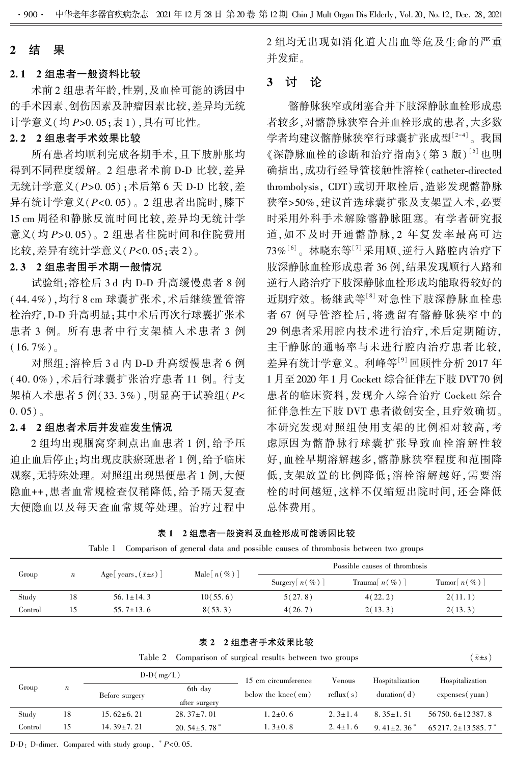## 2 结果

### 2.1 2组患者一般资料比较

术前2组患者年龄,性别,及血栓可能的诱因中的手术因素、创伤因素及肿瘤因素比较,差异均无统计学意义(均 $P>0.05$;表1),具有可比性。

### 2.2 2组患者手术效果比较

所有患者均顺利完成各期手术,且下肢肿胀均得到不同程度缓解。2组患者术前D-D比较,差异无统计学意义($P>0.05$);术后第6天D-D比较,差异有统计学意义($P<0.05$)。2组患者出院时,膝下15 cm周径和静脉反流时间比较,差异均无统计学意义(均 $P>0.05$)。2组患者住院时间和住院费用比较,差异有统计学意义($P<0.05$;表2)。

### 2.3 2组患者围手术期一般情况

试验组:溶栓后3 d内D-D升高缓慢患者8例(44.4%),均行8 cm球囊扩张术,术后继续置管溶栓治疗,D-D升高明显;其中术后再次行球囊扩张术患者3例。所有患者中行支架植入术患者3例(16.7%)。

对照组:溶栓后3 d内D-D升高缓慢患者6例(40.0%),术后行球囊扩张治疗患者11例。行支架植入术患者5例(33.3%),明显高于试验组($P<0.05$)。

### 2.4 2组患者术后并发症发生情况

2组均出现腘窝穿刺点出血患者1例,给予压迫止血后停止;均出现皮肤瘀斑患者1例,给予临床观察,无特殊处理。对照组出现黑便患者1例,大便隐血++,患者血常规检查仅稍降低,给予隔天复查大便隐血以及每天查血常规等处理。治疗过程中2组均无出现如消化道大出血等危及生命的严重并发症。

## 3 讨论

髂静脉狭窄或闭塞合并下肢深静脉血栓形成患者较多,对髂静脉狭窄合并血栓形成的患者,大多数学者均建议髂静脉狭窄行球囊扩张成型[2-4]。我国《深静脉血栓的诊断和治疗指南》(第3版)[5]也明确指出,成功行经导管接触性溶栓(catheter-directed thrombolysis, CDT)或切开取栓后,造影发现髂静脉狭窄>50%,建议首选球囊扩张及支架置入术,必要时采用外科手术解除髂静脉阻塞。有学者研究报道,如不及时开通髂静脉,2年复发率最高可达73%[6]。林晓东等[7]采用顺、逆行入路腔内治疗下肢深静脉血栓形成患者36例,结果发现顺行入路和逆行入路治疗下肢深静脉血栓形成均能取得较好的近期疗效。杨继武等[8]对急性下肢深静脉血栓患者67例导管溶栓后,将遗留有髂静脉狭窄中的29例患者采用腔内技术进行治疗,术后定期随访,主干静脉的通畅率与未进行腔内治疗患者比较,差异有统计学意义。利峰等[9]回顾性分析2017年1月至2020年1月Cockett综合征伴左下肢DVT 70例患者的临床资料,发现介入综合治疗Cockett综合征伴急性左下肢DVT患者微创安全,且疗效确切。本研究发现对照组使用支架的比例相对较高,考虑原因为髂静脉行球囊扩张导致血栓溶解性较好,血栓早期溶解越多,髂静脉狭窄程度和范围降低,支架放置的比例降低;溶栓溶解越好,需要溶栓的时间越短,这样不仅缩短出院时间,还会降低总体费用。

**表1 2组患者一般资料及血栓形成可能诱因比较**

Table 1 Comparison of general data and possible causes of thrombosis between two groups

| Group | $n$ | Age[years, ($\bar{x}\pm s$)] | Male[$n$(%)] | Possible causes of thrombosis | | |
|---|---|---|---|---|---|---|
| | | | | Surgery[$n$(%)] | Trauma[$n$(%)] | Tumor[$n$(%)] |
| Study | 18 | 56.1±14.3 | 10(55.6) | 5(27.8) | 4(22.2) | 2(11.1) |
| Control | 15 | 55.7±13.6 | 8(53.3) | 4(26.7) | 2(13.3) | 2(13.3) |

**表2 2组患者手术效果比较**

Table 2 Comparison of surgical results between two groups ($\bar{x}\pm s$)

| Group | $n$ | D-D(mg/L) | | 15 cm circumference below the knee(cm) | Venous reflux(s) | Hospitalization duration(d) | Hospitalization expenses(yuan) |
|---|---|---|---|---|---|---|---|
| | | Before surgery | 6th day after surgery | | | | |
| Study | 18 | 15.62±6.21 | 28.37±7.01 | 1.2±0.6 | 2.3±1.4 | 8.35±1.51 | 56 750.6±12 387.8 |
| Control | 15 | 14.39±7.21 | 20.54±5.78* | 1.3±0.8 | 2.4±1.6 | 9.41±2.36* | 65 217.2±13 585.7* |

D-D: D-dimer. Compared with study group, * $P<0.05$.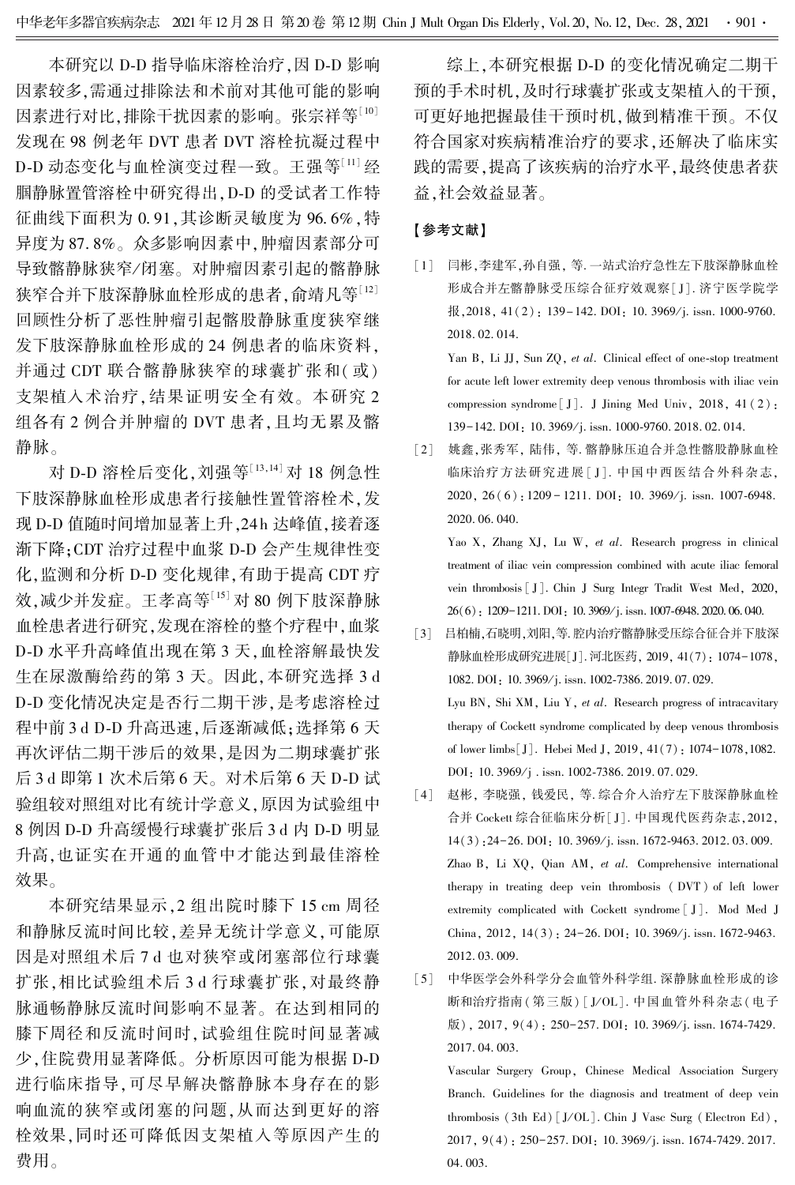本研究以 D-D 指导临床溶栓治疗，因 D-D 影响因素较多，需通过排除法和术前对其他可能的影响因素进行对比，排除干扰因素的影响。张宗祥等[10]发现在 98 例老年 DVT 患者 DVT 溶栓抗凝过程中 D-D 动态变化与血栓演变过程一致。王强等[11]经腘静脉置管溶栓中研究得出，D-D 的受试者工作特征曲线下面积为 0.91，其诊断灵敏度为 96.6%，特异度为 87.8%。众多影响因素中，肿瘤因素部分可导致髂静脉狭窄/闭塞。对肿瘤因素引起的髂静脉狭窄合并下肢深静脉血栓形成的患者，俞靖凡等[12]回顾性分析了恶性肿瘤引起髂股静脉重度狭窄继发下肢深静脉血栓形成的 24 例患者的临床资料，并通过 CDT 联合髂静脉狭窄的球囊扩张和(或)支架植入术治疗，结果证明安全有效。本研究 2 组各有 2 例合并肿瘤的 DVT 患者，且均无累及髂静脉。

对 D-D 溶栓后变化，刘强等[13,14]对 18 例急性下肢深静脉血栓形成患者行接触性置管溶栓术，发现 D-D 值随时间增加显著上升，24 h 达峰值，接着逐渐下降；CDT 治疗过程中血浆 D-D 会产生规律性变化，监测和分析 D-D 变化规律，有助于提高 CDT 疗效，减少并发症。王孝高等[15]对 80 例下肢深静脉血栓患者进行研究，发现在溶栓的整个疗程中，血浆 D-D 水平升高峰值出现在第 3 天，血栓溶解最快发生在尿激酶给药的第 3 天。因此，本研究选择 3 d D-D 变化情况决定是否行二期干涉，是考虑溶栓过程中前 3 d D-D 升高迅速，后逐渐减低；选择第 6 天再次评估二期干涉后的效果，是因为二期球囊扩张后 3 d 即第 1 次术后第 6 天。对术后第 6 天 D-D 试验组较对照组对比有统计学意义，原因为试验组中 8 例因 D-D 升高缓慢行球囊扩张后 3 d 内 D-D 明显升高，也证实在开通的血管中才能达到最佳溶栓效果。

本研究结果显示，2 组出院时膝下 15 cm 周径和静脉反流时间比较，差异无统计学意义，可能原因是对照组术后 7 d 也对狭窄或闭塞部位行球囊扩张，相比试验组术后 3 d 行球囊扩张，对最终静脉通畅静脉反流时间影响不显著。在达到相同的膝下周径和反流时间时，试验组住院时间显著减少，住院费用显著降低。分析原因可能为根据 D-D 进行临床指导，可尽早解决髂静脉本身存在的影响血流的狭窄或闭塞的问题，从而达到更好的溶栓效果，同时还可降低因支架植入等原因产生的费用。

综上，本研究根据 D-D 的变化情况确定二期干预的手术时机，及时行球囊扩张或支架植入的干预，可更好地把握最佳干预时机，做到精准干预。不仅符合国家对疾病精准治疗的要求，还解决了临床实践的需要，提高了该疾病的治疗水平，最终使患者获益，社会效益显著。

## 【参考文献】

[1] 闫彬，李建军，孙自强，等. 一站式治疗急性左下肢深静脉血栓形成合并左髂静脉受压综合征疗效观察[J]. 济宁医学院学报，2018，41(2)：139-142. DOI：10.3969/j.issn.1000-9760.2018.02.014.
Yan B, Li JJ, Sun ZQ, *et al*. Clinical effect of one-stop treatment for acute left lower extremity deep venous thrombosis with iliac vein compression syndrome[J]. J Jining Med Univ, 2018, 41(2): 139-142. DOI: 10.3969/j.issn.1000-9760.2018.02.014.

[2] 姚鑫，张秀军，陆伟，等. 髂静脉压迫合并急性髂股静脉血栓临床治疗方法研究进展[J]. 中国中西医结合外科杂志，2020，26(6)：1209-1211. DOI：10.3969/j.issn.1007-6948.2020.06.040.
Yao X, Zhang XJ, Lu W, *et al*. Research progress in clinical treatment of iliac vein compression combined with acute iliac femoral vein thrombosis[J]. Chin J Surg Integr Tradit West Med, 2020, 26(6): 1209-1211. DOI: 10.3969/j.issn.1007-6948.2020.06.040.

[3] 吕柏楠，石晓明，刘阳，等. 腔内治疗髂静脉受压综合征合并下肢深静脉血栓形成研究进展[J]. 河北医药，2019，41(7)：1074-1078，1082. DOI：10.3969/j.issn.1002-7386.2019.07.029.
Lyu BN, Shi XM, Liu Y, *et al*. Research progress of intracavitary therapy of Cockett syndrome complicated by deep venous thrombosis of lower limbs[J]. Hebei Med J, 2019, 41(7): 1074-1078, 1082. DOI: 10.3969/j.issn.1002-7386.2019.07.029.

[4] 赵彬，李晓强，钱爱民，等. 综合介入治疗左下肢深静脉血栓合并 Cockett 综合征临床分析[J]. 中国现代医药杂志，2012，14(3)：24-26. DOI：10.3969/j.issn.1672-9463.2012.03.009.
Zhao B, Li XQ, Qian AM, *et al*. Comprehensive international therapy in treating deep vein thrombosis (DVT) of left lower extremity complicated with Cockett syndrome[J]. Mod Med J China, 2012, 14(3): 24-26. DOI: 10.3969/j.issn.1672-9463.2012.03.009.

[5] 中华医学会外科学分会血管外科学组. 深静脉血栓形成的诊断和治疗指南(第三版)[J/OL]. 中国血管外科杂志(电子版)，2017，9(4)：250-257. DOI：10.3969/j.issn.1674-7429.2017.04.003.
Vascular Surgery Group, Chinese Medical Association Surgery Branch. Guidelines for the diagnosis and treatment of deep vein thrombosis (3th Ed)[J/OL]. Chin J Vasc Surg (Electron Ed), 2017, 9(4): 250-257. DOI: 10.3969/j.issn.1674-7429.2017.04.003.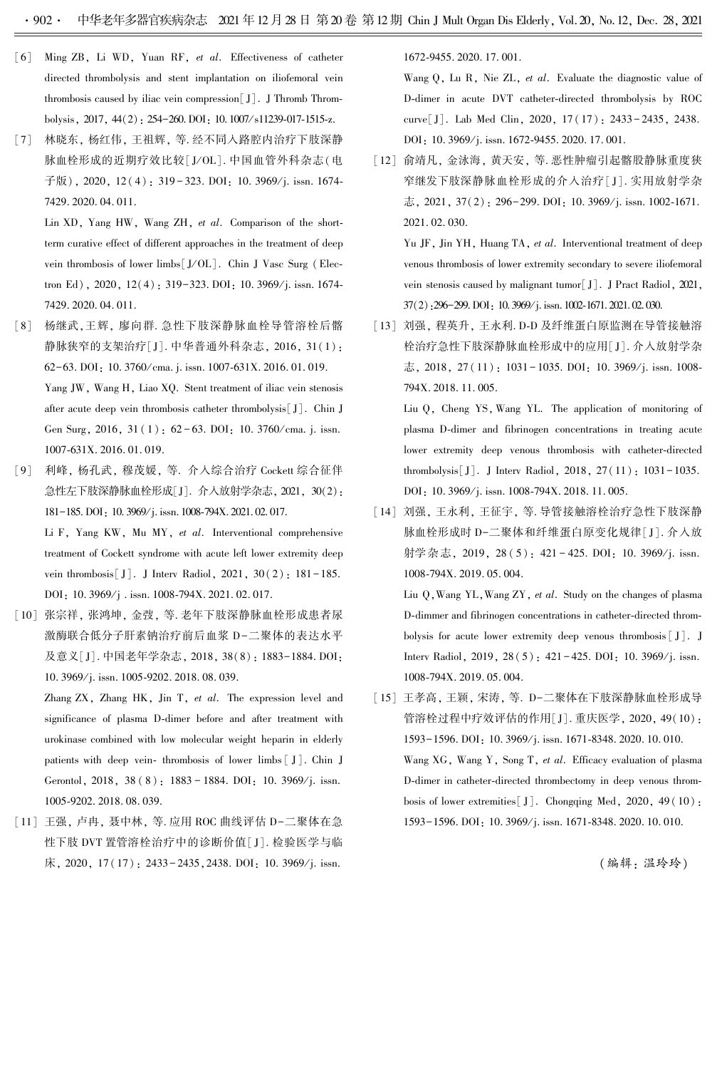[6] Ming ZB, Li WD, Yuan RF, *et al*. Effectiveness of catheter directed thrombolysis and stent implantation on iliofemoral vein thrombosis caused by iliac vein compression[J]. J Thromb Thrombolysis, 2017, 44(2): 254-260. DOI: 10.1007/s11239-017-1515-z.

[7] 林晓东, 杨红伟, 王祖辉, 等. 经不同入路腔内治疗下肢深静脉血栓形成的近期疗效比较[J/OL]. 中国血管外科杂志(电子版), 2020, 12(4): 319-323. DOI: 10.3969/j.issn.1674-7429.2020.04.011.

Lin XD, Yang HW, Wang ZH, *et al*. Comparison of the short-term curative effect of different approaches in the treatment of deep vein thrombosis of lower limbs[J/OL]. Chin J Vasc Surg (Electron Ed), 2020, 12(4): 319-323. DOI: 10.3969/j.issn.1674-7429.2020.04.011.

[8] 杨继武, 王辉, 廖向群. 急性下肢深静脉血栓导管溶栓后髂静脉狭窄的支架治疗[J]. 中华普通外科杂志, 2016, 31(1): 62-63. DOI: 10.3760/cma.j.issn.1007-631X.2016.01.019.

Yang JW, Wang H, Liao XQ. Stent treatment of iliac vein stenosis after acute deep vein thrombosis catheter thrombolysis[J]. Chin J Gen Surg, 2016, 31(1): 62-63. DOI: 10.3760/cma.j.issn.1007-631X.2016.01.019.

[9] 利峰, 杨孔武, 穆茂媛, 等. 介入综合治疗 Cockett 综合征伴急性左下肢深静脉血栓形成[J]. 介入放射学杂志, 2021, 30(2): 181-185. DOI: 10.3969/j.issn.1008-794X.2021.02.017.

Li F, Yang KW, Mu MY, *et al*. Interventional comprehensive treatment of Cockett syndrome with acute left lower extremity deep vein thrombosis[J]. J Interv Radiol, 2021, 30(2): 181-185. DOI: 10.3969/j.issn.1008-794X.2021.02.017.

[10] 张宗祥, 张鸿坤, 金弢, 等. 老年下肢深静脉血栓形成患者尿激酶联合低分子肝素钠治疗前后血浆 D-二聚体的表达水平及意义[J]. 中国老年学杂志, 2018, 38(8): 1883-1884. DOI: 10.3969/j.issn.1005-9202.2018.08.039.

Zhang ZX, Zhang HK, Jin T, *et al*. The expression level and significance of plasma D-dimer before and after treatment with urokinase combined with low molecular weight heparin in elderly patients with deep vein- thrombosis of lower limbs[J]. Chin J Gerontol, 2018, 38(8): 1883-1884. DOI: 10.3969/j.issn.1005-9202.2018.08.039.

[11] 王强, 卢冉, 聂中林, 等. 应用 ROC 曲线评估 D-二聚体在急性下肢 DVT 置管溶栓治疗中的诊断价值[J]. 检验医学与临床, 2020, 17(17): 2433-2435, 2438. DOI: 10.3969/j.issn.1672-9455.2020.17.001.

Wang Q, Lu R, Nie ZL, *et al*. Evaluate the diagnostic value of D-dimer in acute DVT catheter-directed thrombolysis by ROC curve[J]. Lab Med Clin, 2020, 17(17): 2433-2435, 2438. DOI: 10.3969/j.issn.1672-9455.2020.17.001.

[12] 俞靖凡, 金泳海, 黄天安, 等. 恶性肿瘤引起髂股静脉重度狭窄继发下肢深静脉血栓形成的介入治疗[J]. 实用放射学杂志, 2021, 37(2): 296-299. DOI: 10.3969/j.issn.1002-1671.2021.02.030.

Yu JF, Jin YH, Huang TA, *et al*. Interventional treatment of deep venous thrombosis of lower extremity secondary to severe iliofemoral vein stenosis caused by malignant tumor[J]. J Pract Radiol, 2021, 37(2): 296-299. DOI: 10.3969/j.issn.1002-1671.2021.02.030.

[13] 刘强, 程英升, 王永利. D-D 及纤维蛋白原监测在导管接触溶栓治疗急性下肢深静脉血栓形成中的应用[J]. 介入放射学杂志, 2018, 27(11): 1031-1035. DOI: 10.3969/j.issn.1008-794X.2018.11.005.

Liu Q, Cheng YS, Wang YL. The application of monitoring of plasma D-dimer and fibrinogen concentrations in treating acute lower extremity deep venous thrombosis with catheter-directed thrombolysis[J]. J Interv Radiol, 2018, 27(11): 1031-1035. DOI: 10.3969/j.issn.1008-794X.2018.11.005.

[14] 刘强, 王永利, 王征宇, 等. 导管接触溶栓治疗急性下肢深静脉血栓形成时 D-二聚体和纤维蛋白原变化规律[J]. 介入放射学杂志, 2019, 28(5): 421-425. DOI: 10.3969/j.issn.1008-794X.2019.05.004.

Liu Q, Wang YL, Wang ZY, *et al*. Study on the changes of plasma D-dimmer and fibrinogen concentrations in catheter-directed thrombolysis for acute lower extremity deep venous thrombosis[J]. J Interv Radiol, 2019, 28(5): 421-425. DOI: 10.3969/j.issn.1008-794X.2019.05.004.

[15] 王孝高, 王颖, 宋涛, 等. D-二聚体在下肢深静脉血栓形成导管溶栓过程中疗效评估的作用[J]. 重庆医学, 2020, 49(10): 1593-1596. DOI: 10.3969/j.issn.1671-8348.2020.10.010.

Wang XG, Wang Y, Song T, *et al*. Efficacy evaluation of plasma D-dimer in catheter-directed thrombectomy in deep venous thrombosis of lower extremities[J]. Chongqing Med, 2020, 49(10): 1593-1596. DOI: 10.3969/j.issn.1671-8348.2020.10.010.

(编辑: 温玲玲)